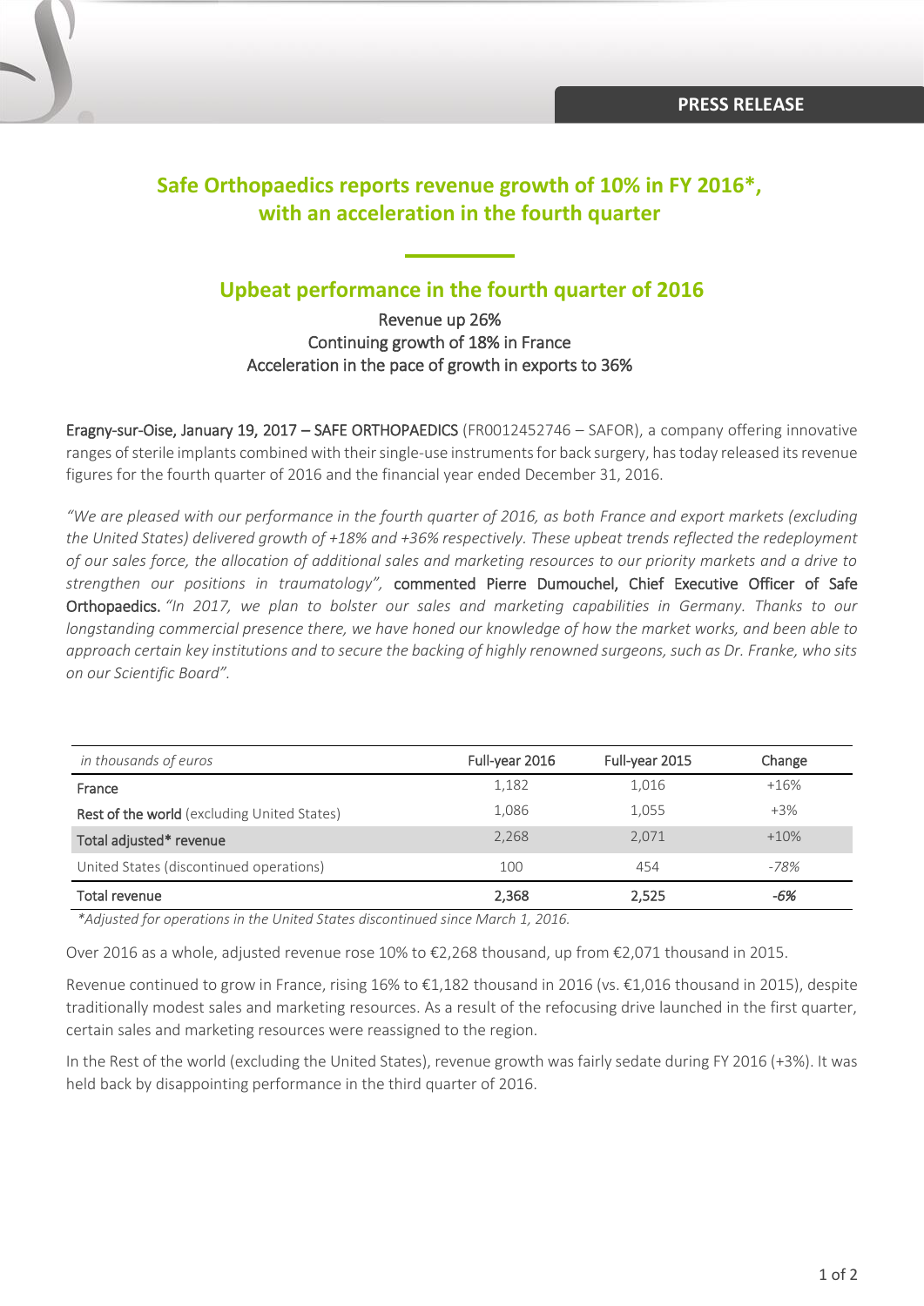PRESS RELEASE

# Safe Orthopaedics reports revenue growth of 10% in FY 2016*, with an acceleration in the fourth quarter

## Upbeat performance in the fourth quarter of 2016

Revenue up 26%
Continuing growth of 18% in France
Acceleration in the pace of growth in exports to 36%

**Eragny-sur-Oise, January 19, 2017 – SAFE ORTHOPAEDICS** (FR0012452746 – SAFOR), a company offering innovative ranges of sterile implants combined with their single-use instruments for back surgery, has today released its revenue figures for the fourth quarter of 2016 and the financial year ended December 31, 2016.

*"We are pleased with our performance in the fourth quarter of 2016, as both France and export markets (excluding the United States) delivered growth of +18% and +36% respectively. These upbeat trends reflected the redeployment of our sales force, the allocation of additional sales and marketing resources to our priority markets and a drive to strengthen our positions in traumatology",* commented Pierre Dumouchel, Chief Executive Officer of Safe Orthopaedics. *"In 2017, we plan to bolster our sales and marketing capabilities in Germany. Thanks to our longstanding commercial presence there, we have honed our knowledge of how the market works, and been able to approach certain key institutions and to secure the backing of highly renowned surgeons, such as Dr. Franke, who sits on our Scientific Board".*

| *in thousands of euros* | Full-year 2016 | Full-year 2015 | Change |
|---|---|---|---|
| France | 1,182 | 1,016 | +16% |
| Rest of the world (excluding United States) | 1,086 | 1,055 | +3% |
| Total adjusted* revenue | 2,268 | 2,071 | +10% |
| United States (discontinued operations) | 100 | 454 | *-78%* |
| **Total revenue** | **2,368** | **2,525** | ***-6%*** |

*\*Adjusted for operations in the United States discontinued since March 1, 2016.*

Over 2016 as a whole, adjusted revenue rose 10% to €2,268 thousand, up from €2,071 thousand in 2015.

Revenue continued to grow in France, rising 16% to €1,182 thousand in 2016 (vs. €1,016 thousand in 2015), despite traditionally modest sales and marketing resources. As a result of the refocusing drive launched in the first quarter, certain sales and marketing resources were reassigned to the region.

In the Rest of the world (excluding the United States), revenue growth was fairly sedate during FY 2016 (+3%). It was held back by disappointing performance in the third quarter of 2016.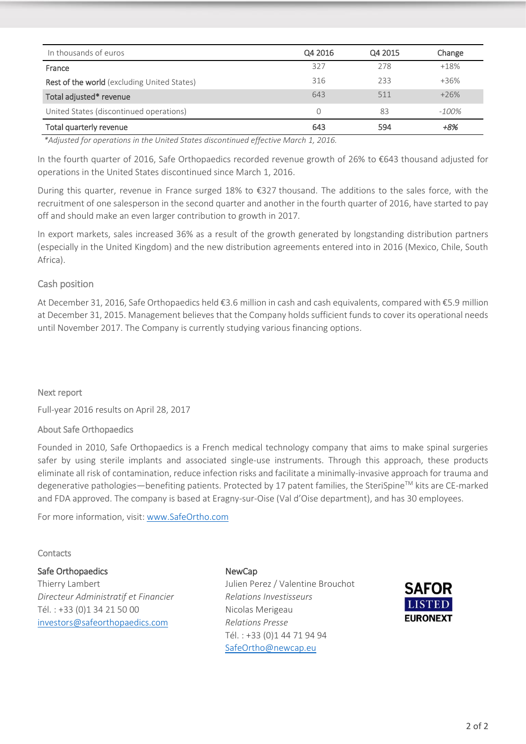| In thousands of euros | Q4 2016 | Q4 2015 | Change |
|---|---|---|---|
| France | 327 | 278 | +18% |
| **Rest of the world** (excluding United States) | 316 | 233 | +36% |
| **Total adjusted* revenue** | 643 | 511 | +26% |
| United States (discontinued operations) | 0 | 83 | *-100%* |
| **Total quarterly revenue** | **643** | **594** | ***+8%*** |

**Adjusted for operations in the United States discontinued effective March 1, 2016.*

In the fourth quarter of 2016, Safe Orthopaedics recorded revenue growth of 26% to €643 thousand adjusted for operations in the United States discontinued since March 1, 2016.

During this quarter, revenue in France surged 18% to €327 thousand. The additions to the sales force, with the recruitment of one salesperson in the second quarter and another in the fourth quarter of 2016, have started to pay off and should make an even larger contribution to growth in 2017.

In export markets, sales increased 36% as a result of the growth generated by longstanding distribution partners (especially in the United Kingdom) and the new distribution agreements entered into in 2016 (Mexico, Chile, South Africa).

## Cash position

At December 31, 2016, Safe Orthopaedics held €3.6 million in cash and cash equivalents, compared with €5.9 million at December 31, 2015. Management believes that the Company holds sufficient funds to cover its operational needs until November 2017. The Company is currently studying various financing options.

## Next report

Full-year 2016 results on April 28, 2017

## About Safe Orthopaedics

Founded in 2010, Safe Orthopaedics is a French medical technology company that aims to make spinal surgeries safer by using sterile implants and associated single-use instruments. Through this approach, these products eliminate all risk of contamination, reduce infection risks and facilitate a minimally-invasive approach for trauma and degenerative pathologies—benefiting patients. Protected by 17 patent families, the SteriSpine™ kits are CE-marked and FDA approved. The company is based at Eragny-sur-Oise (Val d'Oise department), and has 30 employees.

For more information, visit: www.SafeOrtho.com

## Contacts

**Safe Orthopaedics**
Thierry Lambert
*Directeur Administratif et Financier*
Tél. : +33 (0)1 34 21 50 00
investors@safeorthopaedics.com

**NewCap**
Julien Perez / Valentine Brouchot
*Relations Investisseurs*
Nicolas Merigeau
*Relations Presse*
Tél. : +33 (0)1 44 71 94 94
SafeOrtho@newcap.eu

SAFOR LISTED EURONEXT